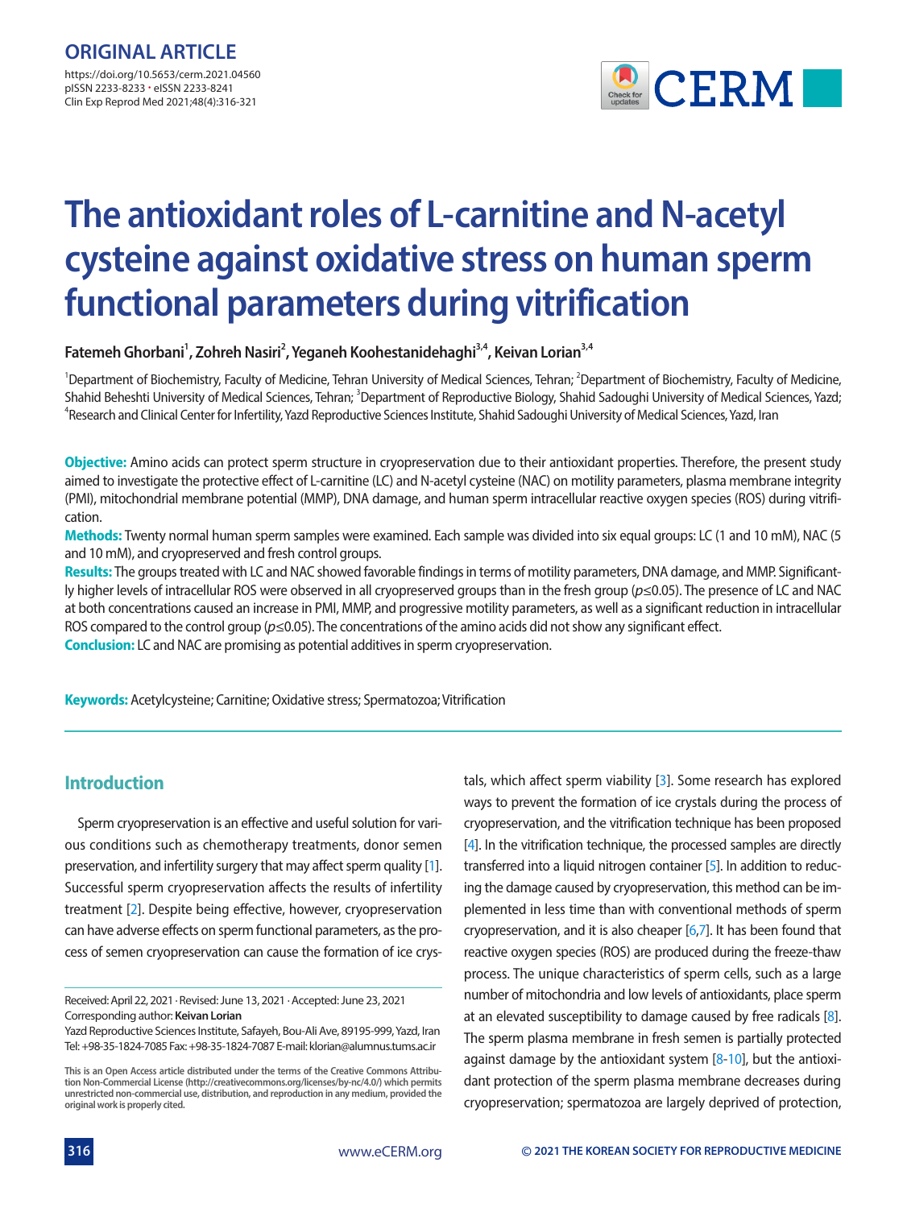ORIGINAL ARTICLE

https://doi.org/10.5653/cerm.2021.04560
pISSN 2233-8233 · eISSN 2233-8241

# The antioxidant roles of L-carnitine and N-acetyl cysteine against oxidative stress on human sperm functional parameters during vitrification

**Fatemeh Ghorbani[1], Zohreh Nasiri[2], Yeganeh Koohestanidehaghi[3,4], Keivan Lorian[3,4]**

[1]Department of Biochemistry, Faculty of Medicine, Tehran University of Medical Sciences, Tehran; [2]Department of Biochemistry, Faculty of Medicine, Shahid Beheshti University of Medical Sciences, Tehran; [3]Department of Reproductive Biology, Shahid Sadoughi University of Medical Sciences, Yazd; [4]Research and Clinical Center for Infertility, Yazd Reproductive Sciences Institute, Shahid Sadoughi University of Medical Sciences, Yazd, Iran

**Objective:** Amino acids can protect sperm structure in cryopreservation due to their antioxidant properties. Therefore, the present study aimed to investigate the protective effect of L-carnitine (LC) and N-acetyl cysteine (NAC) on motility parameters, plasma membrane integrity (PMI), mitochondrial membrane potential (MMP), DNA damage, and human sperm intracellular reactive oxygen species (ROS) during vitrification.

**Methods:** Twenty normal human sperm samples were examined. Each sample was divided into six equal groups: LC (1 and 10 mM), NAC (5 and 10 mM), and cryopreserved and fresh control groups.

**Results:** The groups treated with LC and NAC showed favorable findings in terms of motility parameters, DNA damage, and MMP. Significantly higher levels of intracellular ROS were observed in all cryopreserved groups than in the fresh group ($p \leq 0.05$). The presence of LC and NAC at both concentrations caused an increase in PMI, MMP, and progressive motility parameters, as well as a significant reduction in intracellular ROS compared to the control group ($p \leq 0.05$). The concentrations of the amino acids did not show any significant effect.

**Conclusion:** LC and NAC are promising as potential additives in sperm cryopreservation.

**Keywords:** Acetylcysteine; Carnitine; Oxidative stress; Spermatozoa; Vitrification

## Introduction

Sperm cryopreservation is an effective and useful solution for various conditions such as chemotherapy treatments, donor semen preservation, and infertility surgery that may affect sperm quality [1]. Successful sperm cryopreservation affects the results of infertility treatment [2]. Despite being effective, however, cryopreservation can have adverse effects on sperm functional parameters, as the process of semen cryopreservation can cause the formation of ice crystals, which affect sperm viability [3]. Some research has explored ways to prevent the formation of ice crystals during the process of cryopreservation, and the vitrification technique has been proposed [4]. In the vitrification technique, the processed samples are directly transferred into a liquid nitrogen container [5]. In addition to reducing the damage caused by cryopreservation, this method can be implemented in less time than with conventional methods of sperm cryopreservation, and it is also cheaper [6,7]. It has been found that reactive oxygen species (ROS) are produced during the freeze-thaw process. The unique characteristics of sperm cells, such as a large number of mitochondria and low levels of antioxidants, place sperm at an elevated susceptibility to damage caused by free radicals [8]. The sperm plasma membrane in fresh semen is partially protected against damage by the antioxidant system [8-10], but the antioxidant protection of the sperm plasma membrane decreases during cryopreservation; spermatozoa are largely deprived of protection,

Received: April 22, 2021 · Revised: June 13, 2021 · Accepted: June 23, 2021
Corresponding author: **Keivan Lorian**
Yazd Reproductive Sciences Institute, Safayeh, Bou-Ali Ave, 89195-999, Yazd, Iran
Tel: +98-35-1824-7085 Fax: +98-35-1824-7087 E-mail: klorian@alumnus.tums.ac.ir

This is an Open Access article distributed under the terms of the Creative Commons Attribution Non-Commercial License (http://creativecommons.org/licenses/by-nc/4.0/) which permits unrestricted non-commercial use, distribution, and reproduction in any medium, provided the original work is properly cited.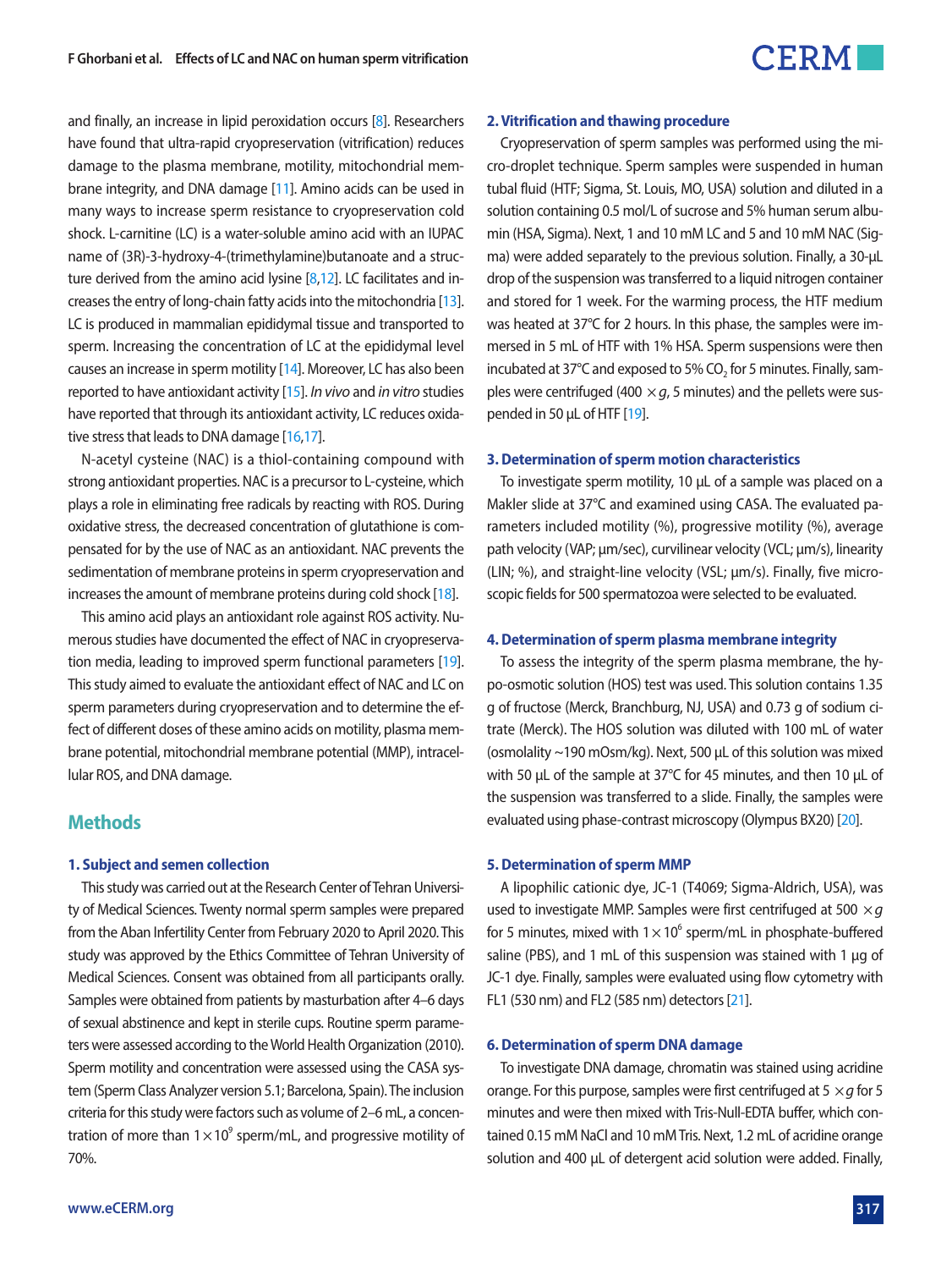and finally, an increase in lipid peroxidation occurs [8]. Researchers have found that ultra-rapid cryopreservation (vitrification) reduces damage to the plasma membrane, motility, mitochondrial membrane integrity, and DNA damage [11]. Amino acids can be used in many ways to increase sperm resistance to cryopreservation cold shock. L-carnitine (LC) is a water-soluble amino acid with an IUPAC name of (3R)-3-hydroxy-4-(trimethylamine)butanoate and a structure derived from the amino acid lysine [8,12]. LC facilitates and increases the entry of long-chain fatty acids into the mitochondria [13]. LC is produced in mammalian epididymal tissue and transported to sperm. Increasing the concentration of LC at the epididymal level causes an increase in sperm motility [14]. Moreover, LC has also been reported to have antioxidant activity [15]. *In vivo* and *in vitro* studies have reported that through its antioxidant activity, LC reduces oxidative stress that leads to DNA damage [16,17].

N-acetyl cysteine (NAC) is a thiol-containing compound with strong antioxidant properties. NAC is a precursor to L-cysteine, which plays a role in eliminating free radicals by reacting with ROS. During oxidative stress, the decreased concentration of glutathione is compensated for by the use of NAC as an antioxidant. NAC prevents the sedimentation of membrane proteins in sperm cryopreservation and increases the amount of membrane proteins during cold shock [18].

This amino acid plays an antioxidant role against ROS activity. Numerous studies have documented the effect of NAC in cryopreservation media, leading to improved sperm functional parameters [19]. This study aimed to evaluate the antioxidant effect of NAC and LC on sperm parameters during cryopreservation and to determine the effect of different doses of these amino acids on motility, plasma membrane potential, mitochondrial membrane potential (MMP), intracellular ROS, and DNA damage.

## Methods

### 1. Subject and semen collection

This study was carried out at the Research Center of Tehran University of Medical Sciences. Twenty normal sperm samples were prepared from the Aban Infertility Center from February 2020 to April 2020. This study was approved by the Ethics Committee of Tehran University of Medical Sciences. Consent was obtained from all participants orally. Samples were obtained from patients by masturbation after 4–6 days of sexual abstinence and kept in sterile cups. Routine sperm parameters were assessed according to the World Health Organization (2010). Sperm motility and concentration were assessed using the CASA system (Sperm Class Analyzer version 5.1; Barcelona, Spain). The inclusion criteria for this study were factors such as volume of 2–6 mL, a concentration of more than $1\times10^9$ sperm/mL, and progressive motility of 70%.

### 2. Vitrification and thawing procedure

Cryopreservation of sperm samples was performed using the micro-droplet technique. Sperm samples were suspended in human tubal fluid (HTF; Sigma, St. Louis, MO, USA) solution and diluted in a solution containing 0.5 mol/L of sucrose and 5% human serum albumin (HSA, Sigma). Next, 1 and 10 mM LC and 5 and 10 mM NAC (Sigma) were added separately to the previous solution. Finally, a 30-μL drop of the suspension was transferred to a liquid nitrogen container and stored for 1 week. For the warming process, the HTF medium was heated at 37°C for 2 hours. In this phase, the samples were immersed in 5 mL of HTF with 1% HSA. Sperm suspensions were then incubated at 37°C and exposed to 5% $CO_2$ for 5 minutes. Finally, samples were centrifuged (400 $\times g$, 5 minutes) and the pellets were suspended in 50 μL of HTF [19].

### 3. Determination of sperm motion characteristics

To investigate sperm motility, 10 μL of a sample was placed on a Makler slide at 37°C and examined using CASA. The evaluated parameters included motility (%), progressive motility (%), average path velocity (VAP; μm/sec), curvilinear velocity (VCL; μm/s), linearity (LIN; %), and straight-line velocity (VSL; μm/s). Finally, five microscopic fields for 500 spermatozoa were selected to be evaluated.

### 4. Determination of sperm plasma membrane integrity

To assess the integrity of the sperm plasma membrane, the hypo-osmotic solution (HOS) test was used. This solution contains 1.35 g of fructose (Merck, Branchburg, NJ, USA) and 0.73 g of sodium citrate (Merck). The HOS solution was diluted with 100 mL of water (osmolality ~190 mOsm/kg). Next, 500 μL of this solution was mixed with 50 μL of the sample at 37°C for 45 minutes, and then 10 μL of the suspension was transferred to a slide. Finally, the samples were evaluated using phase-contrast microscopy (Olympus BX20) [20].

### 5. Determination of sperm MMP

A lipophilic cationic dye, JC-1 (T4069; Sigma-Aldrich, USA), was used to investigate MMP. Samples were first centrifuged at 500 $\times g$ for 5 minutes, mixed with $1\times10^6$ sperm/mL in phosphate-buffered saline (PBS), and 1 mL of this suspension was stained with 1 μg of JC-1 dye. Finally, samples were evaluated using flow cytometry with FL1 (530 nm) and FL2 (585 nm) detectors [21].

### 6. Determination of sperm DNA damage

To investigate DNA damage, chromatin was stained using acridine orange. For this purpose, samples were first centrifuged at 5 $\times g$ for 5 minutes and were then mixed with Tris-Null-EDTA buffer, which contained 0.15 mM NaCl and 10 mM Tris. Next, 1.2 mL of acridine orange solution and 400 μL of detergent acid solution were added. Finally,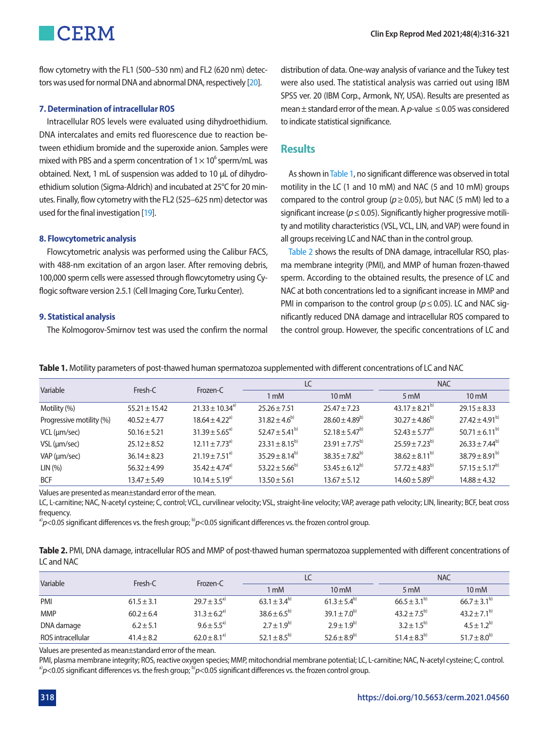flow cytometry with the FL1 (500–530 nm) and FL2 (620 nm) detectors was used for normal DNA and abnormal DNA, respectively [20].

### 7. Determination of intracellular ROS

Intracellular ROS levels were evaluated using dihydroethidium. DNA intercalates and emits red fluorescence due to reaction between ethidium bromide and the superoxide anion. Samples were mixed with PBS and a sperm concentration of $1 \times 10^6$ sperm/mL was obtained. Next, 1 mL of suspension was added to 10 µL of dihydroethidium solution (Sigma-Aldrich) and incubated at 25°C for 20 minutes. Finally, flow cytometry with the FL2 (525–625 nm) detector was used for the final investigation [19].

### 8. Flowcytometric analysis

Flowcytometric analysis was performed using the Calibur FACS, with 488-nm excitation of an argon laser. After removing debris, 100,000 sperm cells were assessed through flowcytometry using Cyflogic software version 2.5.1 (Cell Imaging Core, Turku Center).

### 9. Statistical analysis

The Kolmogorov-Smirnov test was used the confirm the normal distribution of data. One-way analysis of variance and the Tukey test were also used. The statistical analysis was carried out using IBM SPSS ver. 20 (IBM Corp., Armonk, NY, USA). Results are presented as mean ± standard error of the mean. A $p$-value $\leq 0.05$ was considered to indicate statistical significance.

## Results

As shown in Table 1, no significant difference was observed in total motility in the LC (1 and 10 mM) and NAC (5 and 10 mM) groups compared to the control group ($p \geq 0.05$), but NAC (5 mM) led to a significant increase ($p \leq 0.05$). Significantly higher progressive motility and motility characteristics (VSL, VCL, LIN, and VAP) were found in all groups receiving LC and NAC than in the control group.

Table 2 shows the results of DNA damage, intracellular RSO, plasma membrane integrity (PMI), and MMP of human frozen-thawed sperm. According to the obtained results, the presence of LC and NAC at both concentrations led to a significant increase in MMP and PMI in comparison to the control group ($p \leq 0.05$). LC and NAC significantly reduced DNA damage and intracellular ROS compared to the control group. However, the specific concentrations of LC and

**Table 1.** Motility parameters of post-thawed human spermatozoa supplemented with different concentrations of LC and NAC

| Variable | Fresh-C | Frozen-C | LC | | NAC | |
|---|---|---|---|---|---|---|
| | | | 1 mM | 10 mM | 5 mM | 10 mM |
| Motility (%) | 55.21 ± 15.42 | 21.33 ± 10.34[a] | 25.26 ± 7.51 | 25.47 ± 7.23 | 43.17 ± 8.21[b] | 29.15 ± 8.33 |
| Progressive motility (%) | 40.52 ± 4.77 | 18.64 ± 4.22[a] | 31.82 ± 4.6[b] | 28.60 ± 4.89[b] | 30.27 ± 4.86[b] | 27.42 ± 4.91[b] |
| VCL (µm/sec) | 50.16 ± 5.21 | 31.39 ± 5.65[a] | 52.47 ± 5.41[b] | 52.18 ± 5.47[b] | 52.43 ± 5.77[b] | 50.71 ± 6.11[b] |
| VSL (µm/sec) | 25.12 ± 8.52 | 12.11 ± 7.73[a] | 23.31 ± 8.15[b] | 23.91 ± 7.75[b] | 25.59 ± 7.23[b] | 26.33 ± 7.44[b] |
| VAP (µm/sec) | 36.14 ± 8.23 | 21.19 ± 7.51[a] | 35.29 ± 8.14[b] | 38.35 ± 7.82[b] | 38.62 ± 8.11[b] | 38.79 ± 8.91[b] |
| LIN (%) | 56.32 ± 4.99 | 35.42 ± 4.74[a] | 53.22 ± 5.66[b] | 53.45 ± 6.12[b] | 57.72 ± 4.83[b] | 57.15 ± 5.17[b] |
| BCF | 13.47 ± 5.49 | 10.14 ± 5.19[a] | 13.50 ± 5.61 | 13.67 ± 5.12 | 14.60 ± 5.89[b] | 14.88 ± 4.32 |

Values are presented as mean±standard error of the mean.

LC, L-carnitine; NAC, N-acetyl cysteine; C, control; VCL, curvilinear velocity; VSL, straight-line velocity; VAP, average path velocity; LIN, linearity; BCF, beat cross frequency.

[a] $p<0.05$ significant differences vs. the fresh group; [b] $p<0.05$ significant differences vs. the frozen control group.

**Table 2.** PMI, DNA damage, intracellular ROS and MMP of post-thawed human spermatozoa supplemented with different concentrations of LC and NAC

| Variable | Fresh-C | Frozen-C | LC | | NAC | |
|---|---|---|---|---|---|---|
| | | | 1 mM | 10 mM | 5 mM | 10 mM |
| PMI | 61.5 ± 3.1 | 29.7 ± 3.5[a] | 63.1 ± 3.4[b] | 61.3 ± 5.4[b] | 66.5 ± 3.1[b] | 66.7 ± 3.1[b] |
| MMP | 60.2 ± 6.4 | 31.3 ± 6.2[a] | 38.6 ± 6.5[b] | 39.1 ± 7.0[b] | 43.2 ± 7.5[b] | 43.2 ± 7.1[b] |
| DNA damage | 6.2 ± 5.1 | 9.6 ± 5.5[a] | 2.7 ± 1.9[b] | 2.9 ± 1.9[b] | 3.2 ± 1.5[b] | 4.5 ± 1.2[b] |
| ROS intracellular | 41.4 ± 8.2 | 62.0 ± 8.1[a] | 52.1 ± 8.5[b] | 52.6 ± 8.9[b] | 51.4 ± 8.3[b] | 51.7 ± 8.0[b] |

Values are presented as mean±standard error of the mean.

PMI, plasma membrane integrity; ROS, reactive oxygen species; MMP, mitochondrial membrane potential; LC, L-carnitine; NAC, N-acetyl cysteine; C, control.

[a] $p<0.05$ significant differences vs. the fresh group; [b] $p<0.05$ significant differences vs. the frozen control group.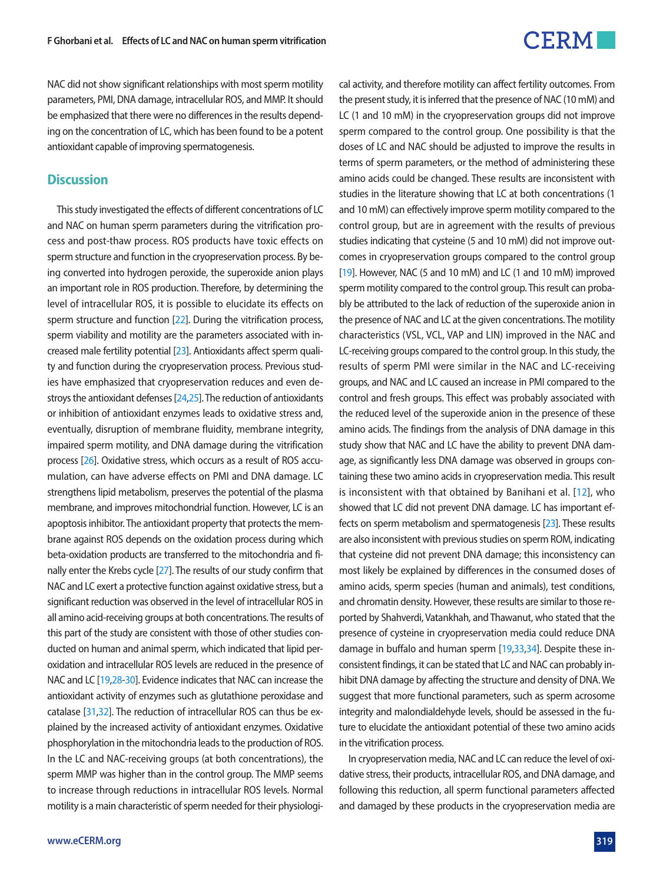NAC did not show significant relationships with most sperm motility parameters, PMI, DNA damage, intracellular ROS, and MMP. It should be emphasized that there were no differences in the results depending on the concentration of LC, which has been found to be a potent antioxidant capable of improving spermatogenesis.

## Discussion

This study investigated the effects of different concentrations of LC and NAC on human sperm parameters during the vitrification process and post-thaw process. ROS products have toxic effects on sperm structure and function in the cryopreservation process. By being converted into hydrogen peroxide, the superoxide anion plays an important role in ROS production. Therefore, by determining the level of intracellular ROS, it is possible to elucidate its effects on sperm structure and function [22]. During the vitrification process, sperm viability and motility are the parameters associated with increased male fertility potential [23]. Antioxidants affect sperm quality and function during the cryopreservation process. Previous studies have emphasized that cryopreservation reduces and even destroys the antioxidant defenses [24,25]. The reduction of antioxidants or inhibition of antioxidant enzymes leads to oxidative stress and, eventually, disruption of membrane fluidity, membrane integrity, impaired sperm motility, and DNA damage during the vitrification process [26]. Oxidative stress, which occurs as a result of ROS accumulation, can have adverse effects on PMI and DNA damage. LC strengthens lipid metabolism, preserves the potential of the plasma membrane, and improves mitochondrial function. However, LC is an apoptosis inhibitor. The antioxidant property that protects the membrane against ROS depends on the oxidation process during which beta-oxidation products are transferred to the mitochondria and finally enter the Krebs cycle [27]. The results of our study confirm that NAC and LC exert a protective function against oxidative stress, but a significant reduction was observed in the level of intracellular ROS in all amino acid-receiving groups at both concentrations. The results of this part of the study are consistent with those of other studies conducted on human and animal sperm, which indicated that lipid peroxidation and intracellular ROS levels are reduced in the presence of NAC and LC [19,28-30]. Evidence indicates that NAC can increase the antioxidant activity of enzymes such as glutathione peroxidase and catalase [31,32]. The reduction of intracellular ROS can thus be explained by the increased activity of antioxidant enzymes. Oxidative phosphorylation in the mitochondria leads to the production of ROS. In the LC and NAC-receiving groups (at both concentrations), the sperm MMP was higher than in the control group. The MMP seems to increase through reductions in intracellular ROS levels. Normal motility is a main characteristic of sperm needed for their physiological activity, and therefore motility can affect fertility outcomes. From the present study, it is inferred that the presence of NAC (10 mM) and LC (1 and 10 mM) in the cryopreservation groups did not improve sperm compared to the control group. One possibility is that the doses of LC and NAC should be adjusted to improve the results in terms of sperm parameters, or the method of administering these amino acids could be changed. These results are inconsistent with studies in the literature showing that LC at both concentrations (1 and 10 mM) can effectively improve sperm motility compared to the control group, but are in agreement with the results of previous studies indicating that cysteine (5 and 10 mM) did not improve outcomes in cryopreservation groups compared to the control group [19]. However, NAC (5 and 10 mM) and LC (1 and 10 mM) improved sperm motility compared to the control group. This result can probably be attributed to the lack of reduction of the superoxide anion in the presence of NAC and LC at the given concentrations. The motility characteristics (VSL, VCL, VAP and LIN) improved in the NAC and LC-receiving groups compared to the control group. In this study, the results of sperm PMI were similar in the NAC and LC-receiving groups, and NAC and LC caused an increase in PMI compared to the control and fresh groups. This effect was probably associated with the reduced level of the superoxide anion in the presence of these amino acids. The findings from the analysis of DNA damage in this study show that NAC and LC have the ability to prevent DNA damage, as significantly less DNA damage was observed in groups containing these two amino acids in cryopreservation media. This result is inconsistent with that obtained by Banihani et al. [12], who showed that LC did not prevent DNA damage. LC has important effects on sperm metabolism and spermatogenesis [23]. These results are also inconsistent with previous studies on sperm ROM, indicating that cysteine did not prevent DNA damage; this inconsistency can most likely be explained by differences in the consumed doses of amino acids, sperm species (human and animals), test conditions, and chromatin density. However, these results are similar to those reported by Shahverdi, Vatankhah, and Thawanut, who stated that the presence of cysteine in cryopreservation media could reduce DNA damage in buffalo and human sperm [19,33,34]. Despite these inconsistent findings, it can be stated that LC and NAC can probably inhibit DNA damage by affecting the structure and density of DNA. We suggest that more functional parameters, such as sperm acrosome integrity and malondialdehyde levels, should be assessed in the future to elucidate the antioxidant potential of these two amino acids in the vitrification process.

In cryopreservation media, NAC and LC can reduce the level of oxidative stress, their products, intracellular ROS, and DNA damage, and following this reduction, all sperm functional parameters affected and damaged by these products in the cryopreservation media are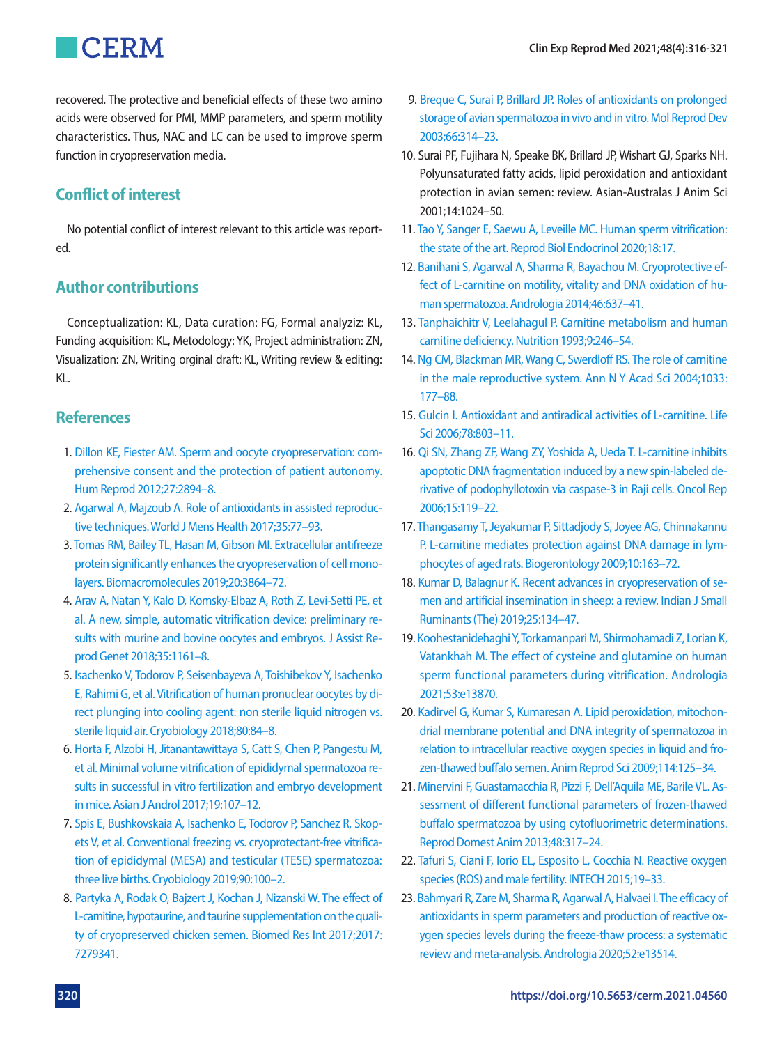recovered. The protective and beneficial effects of these two amino acids were observed for PMI, MMP parameters, and sperm motility characteristics. Thus, NAC and LC can be used to improve sperm function in cryopreservation media.

## Conflict of interest

No potential conflict of interest relevant to this article was reported.

## Author contributions

Conceptualization: KL, Data curation: FG, Formal analyziz: KL, Funding acquisition: KL, Metodology: YK, Project administration: ZN, Visualization: ZN, Writing orginal draft: KL, Writing review & editing: KL.

## References

1. Dillon KE, Fiester AM. Sperm and oocyte cryopreservation: comprehensive consent and the protection of patient autonomy. Hum Reprod 2012;27:2894–8.
2. Agarwal A, Majzoub A. Role of antioxidants in assisted reproductive techniques. World J Mens Health 2017;35:77–93.
3. Tomas RM, Bailey TL, Hasan M, Gibson MI. Extracellular antifreeze protein significantly enhances the cryopreservation of cell monolayers. Biomacromolecules 2019;20:3864–72.
4. Arav A, Natan Y, Kalo D, Komsky-Elbaz A, Roth Z, Levi-Setti PE, et al. A new, simple, automatic vitrification device: preliminary results with murine and bovine oocytes and embryos. J Assist Reprod Genet 2018;35:1161–8.
5. Isachenko V, Todorov P, Seisenbayeva A, Toishibekov Y, Isachenko E, Rahimi G, et al. Vitrification of human pronuclear oocytes by direct plunging into cooling agent: non sterile liquid nitrogen vs. sterile liquid air. Cryobiology 2018;80:84–8.
6. Horta F, Alzobi H, Jitanantawittaya S, Catt S, Chen P, Pangestu M, et al. Minimal volume vitrification of epididymal spermatozoa results in successful in vitro fertilization and embryo development in mice. Asian J Androl 2017;19:107–12.
7. Spis E, Bushkovskaia A, Isachenko E, Todorov P, Sanchez R, Skopets V, et al. Conventional freezing vs. cryoprotectant-free vitrification of epididymal (MESA) and testicular (TESE) spermatozoa: three live births. Cryobiology 2019;90:100–2.
8. Partyka A, Rodak O, Bajzert J, Kochan J, Nizanski W. The effect of L-carnitine, hypotaurine, and taurine supplementation on the quality of cryopreserved chicken semen. Biomed Res Int 2017;2017:7279341.
9. Breque C, Surai P, Brillard JP. Roles of antioxidants on prolonged storage of avian spermatozoa in vivo and in vitro. Mol Reprod Dev 2003;66:314–23.
10. Surai PF, Fujihara N, Speake BK, Brillard JP, Wishart GJ, Sparks NH. Polyunsaturated fatty acids, lipid peroxidation and antioxidant protection in avian semen: review. Asian-Australas J Anim Sci 2001;14:1024–50.
11. Tao Y, Sanger E, Saewu A, Leveille MC. Human sperm vitrification: the state of the art. Reprod Biol Endocrinol 2020;18:17.
12. Banihani S, Agarwal A, Sharma R, Bayachou M. Cryoprotective effect of L-carnitine on motility, vitality and DNA oxidation of human spermatozoa. Andrologia 2014;46:637–41.
13. Tanphaichitr V, Leelahagul P. Carnitine metabolism and human carnitine deficiency. Nutrition 1993;9:246–54.
14. Ng CM, Blackman MR, Wang C, Swerdloff RS. The role of carnitine in the male reproductive system. Ann N Y Acad Sci 2004;1033:177–88.
15. Gulcin I. Antioxidant and antiradical activities of L-carnitine. Life Sci 2006;78:803–11.
16. Qi SN, Zhang ZF, Wang ZY, Yoshida A, Ueda T. L-carnitine inhibits apoptotic DNA fragmentation induced by a new spin-labeled derivative of podophyllotoxin via caspase-3 in Raji cells. Oncol Rep 2006;15:119–22.
17. Thangasamy T, Jeyakumar P, Sittadjody S, Joyee AG, Chinnakannu P. L-carnitine mediates protection against DNA damage in lymphocytes of aged rats. Biogerontology 2009;10:163–72.
18. Kumar D, Balagnur K. Recent advances in cryopreservation of semen and artificial insemination in sheep: a review. Indian J Small Ruminants (The) 2019;25:134–47.
19. Koohestanidehaghi Y, Torkamanpari M, Shirmohamadi Z, Lorian K, Vatankhah M. The effect of cysteine and glutamine on human sperm functional parameters during vitrification. Andrologia 2021;53:e13870.
20. Kadirvel G, Kumar S, Kumaresan A. Lipid peroxidation, mitochondrial membrane potential and DNA integrity of spermatozoa in relation to intracellular reactive oxygen species in liquid and frozen-thawed buffalo semen. Anim Reprod Sci 2009;114:125–34.
21. Minervini F, Guastamacchia R, Pizzi F, Dell'Aquila ME, Barile VL. Assessment of different functional parameters of frozen-thawed buffalo spermatozoa by using cytofluorimetric determinations. Reprod Domest Anim 2013;48:317–24.
22. Tafuri S, Ciani F, Iorio EL, Esposito L, Cocchia N. Reactive oxygen species (ROS) and male fertility. INTECH 2015;19–33.
23. Bahmyari R, Zare M, Sharma R, Agarwal A, Halvaei I. The efficacy of antioxidants in sperm parameters and production of reactive oxygen species levels during the freeze-thaw process: a systematic review and meta-analysis. Andrologia 2020;52:e13514.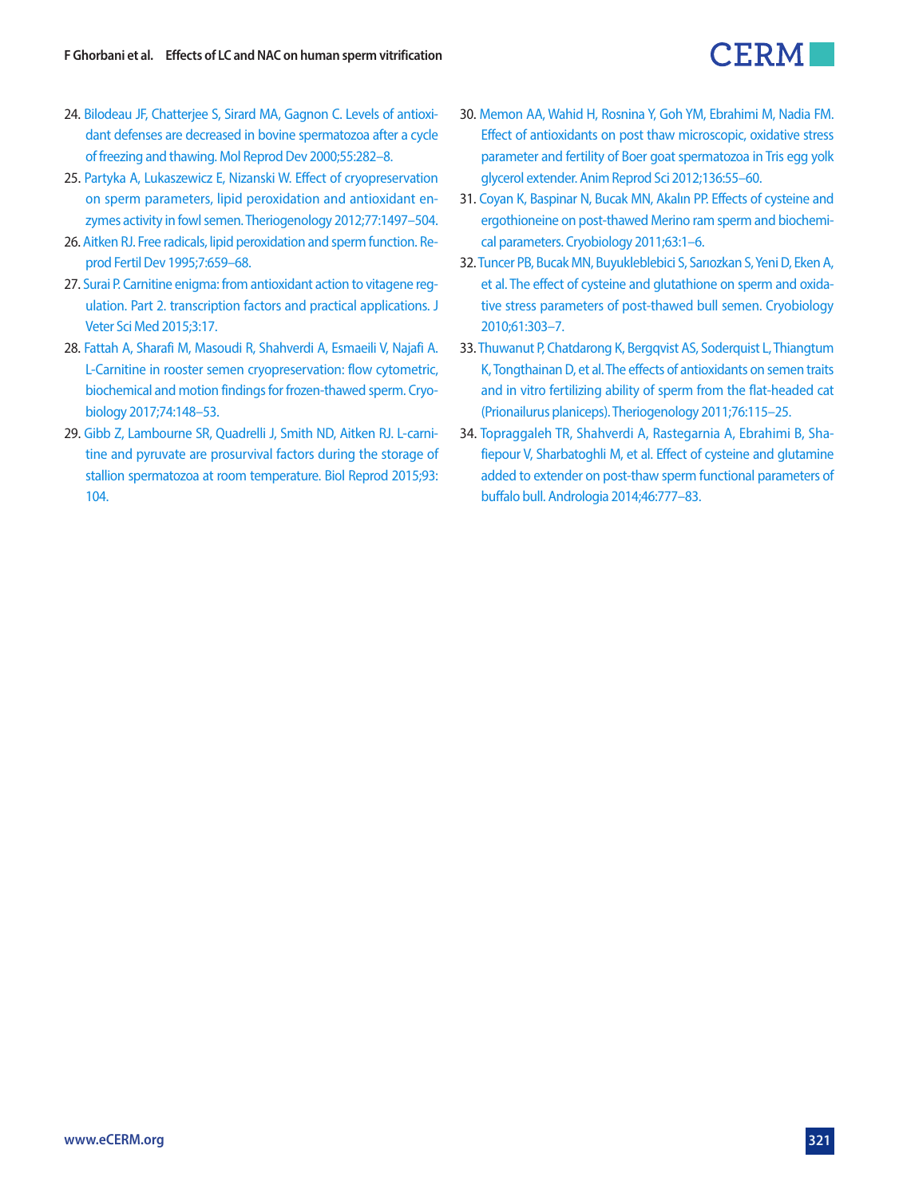24. Bilodeau JF, Chatterjee S, Sirard MA, Gagnon C. Levels of antioxidant defenses are decreased in bovine spermatozoa after a cycle of freezing and thawing. Mol Reprod Dev 2000;55:282–8.
25. Partyka A, Lukaszewicz E, Nizanski W. Effect of cryopreservation on sperm parameters, lipid peroxidation and antioxidant enzymes activity in fowl semen. Theriogenology 2012;77:1497–504.
26. Aitken RJ. Free radicals, lipid peroxidation and sperm function. Reprod Fertil Dev 1995;7:659–68.
27. Surai P. Carnitine enigma: from antioxidant action to vitagene regulation. Part 2. transcription factors and practical applications. J Veter Sci Med 2015;3:17.
28. Fattah A, Sharafi M, Masoudi R, Shahverdi A, Esmaeili V, Najafi A. L-Carnitine in rooster semen cryopreservation: flow cytometric, biochemical and motion findings for frozen-thawed sperm. Cryobiology 2017;74:148–53.
29. Gibb Z, Lambourne SR, Quadrelli J, Smith ND, Aitken RJ. L-carnitine and pyruvate are prosurvival factors during the storage of stallion spermatozoa at room temperature. Biol Reprod 2015;93:104.
30. Memon AA, Wahid H, Rosnina Y, Goh YM, Ebrahimi M, Nadia FM. Effect of antioxidants on post thaw microscopic, oxidative stress parameter and fertility of Boer goat spermatozoa in Tris egg yolk glycerol extender. Anim Reprod Sci 2012;136:55–60.
31. Coyan K, Baspinar N, Bucak MN, Akalın PP. Effects of cysteine and ergothioneine on post-thawed Merino ram sperm and biochemical parameters. Cryobiology 2011;63:1–6.
32. Tuncer PB, Bucak MN, Buyukleblebici S, Sarıozkan S, Yeni D, Eken A, et al. The effect of cysteine and glutathione on sperm and oxidative stress parameters of post-thawed bull semen. Cryobiology 2010;61:303–7.
33. Thuwanut P, Chatdarong K, Bergqvist AS, Soderquist L, Thiangtum K, Tongthainan D, et al. The effects of antioxidants on semen traits and in vitro fertilizing ability of sperm from the flat-headed cat (Prionailurus planiceps). Theriogenology 2011;76:115–25.
34. Topraggaleh TR, Shahverdi A, Rastegarnia A, Ebrahimi B, Shafiepour V, Sharbatoghli M, et al. Effect of cysteine and glutamine added to extender on post-thaw sperm functional parameters of buffalo bull. Andrologia 2014;46:777–83.